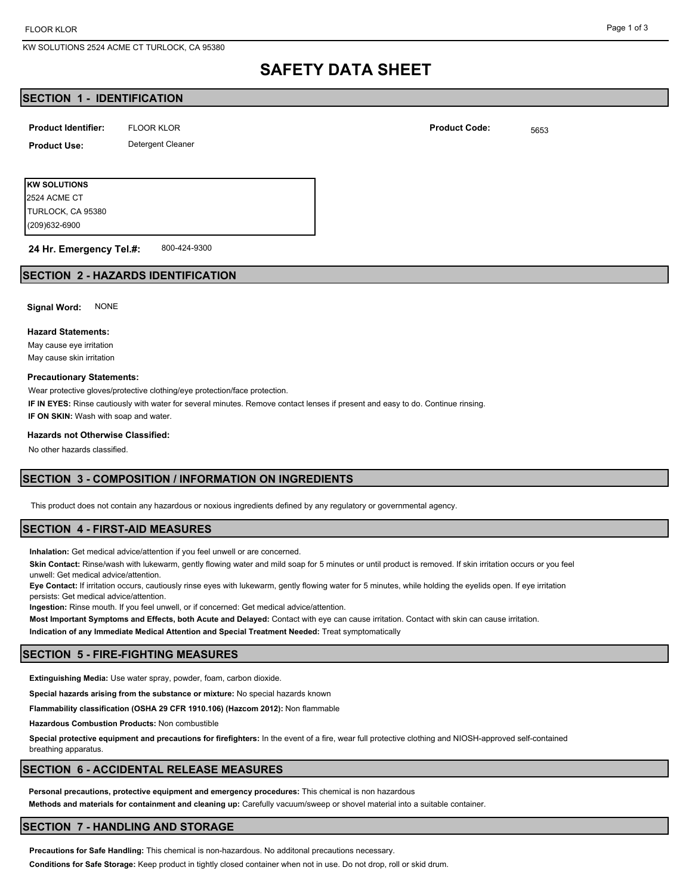# SAFETY DATA SHEET

## SECTION 1 - IDENTIFICATION

**Product Identifier:** FLOOR KLOR

**Product Code:** 5653

**Product Use:** Detergent Cleaner

**KW SOLUTIONS**
2524 ACME CT
TURLOCK, CA 95380
(209)632-6900

**24 Hr. Emergency Tel.#:** 800-424-9300

## SECTION 2 - HAZARDS IDENTIFICATION

**Signal Word:** NONE

**Hazard Statements:**

May cause eye irritation
May cause skin irritation

**Precautionary Statements:**

Wear protective gloves/protective clothing/eye protection/face protection.

**IF IN EYES:** Rinse cautiously with water for several minutes. Remove contact lenses if present and easy to do. Continue rinsing.

**IF ON SKIN:** Wash with soap and water.

**Hazards not Otherwise Classified:**

No other hazards classified.

## SECTION 3 - COMPOSITION / INFORMATION ON INGREDIENTS

This product does not contain any hazardous or noxious ingredients defined by any regulatory or governmental agency.

## SECTION 4 - FIRST-AID MEASURES

**Inhalation:** Get medical advice/attention if you feel unwell or are concerned.

**Skin Contact:** Rinse/wash with lukewarm, gently flowing water and mild soap for 5 minutes or until product is removed. If skin irritation occurs or you feel unwell: Get medical advice/attention.

**Eye Contact:** If irritation occurs, cautiously rinse eyes with lukewarm, gently flowing water for 5 minutes, while holding the eyelids open. If eye irritation persists: Get medical advice/attention.

**Ingestion:** Rinse mouth. If you feel unwell, or if concerned: Get medical advice/attention.

**Most Important Symptoms and Effects, both Acute and Delayed:** Contact with eye can cause irritation. Contact with skin can cause irritation.

**Indication of any Immediate Medical Attention and Special Treatment Needed:** Treat symptomatically

## SECTION 5 - FIRE-FIGHTING MEASURES

**Extinguishing Media:** Use water spray, powder, foam, carbon dioxide.

**Special hazards arising from the substance or mixture:** No special hazards known

**Flammability classification (OSHA 29 CFR 1910.106) (Hazcom 2012):** Non flammable

**Hazardous Combustion Products:** Non combustible

**Special protective equipment and precautions for firefighters:** In the event of a fire, wear full protective clothing and NIOSH-approved self-contained breathing apparatus.

## SECTION 6 - ACCIDENTAL RELEASE MEASURES

**Personal precautions, protective equipment and emergency procedures:** This chemical is non hazardous

**Methods and materials for containment and cleaning up:** Carefully vacuum/sweep or shovel material into a suitable container.

## SECTION 7 - HANDLING AND STORAGE

**Precautions for Safe Handling:** This chemical is non-hazardous. No additonal precautions necessary.

**Conditions for Safe Storage:** Keep product in tightly closed container when not in use. Do not drop, roll or skid drum.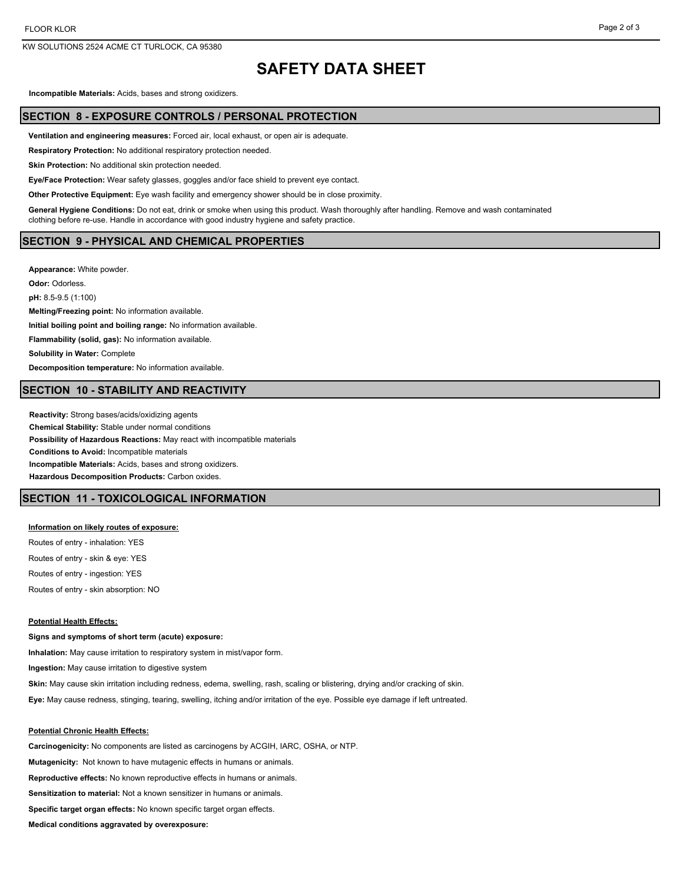# SAFETY DATA SHEET

**Incompatible Materials:** Acids, bases and strong oxidizers.

## SECTION 8 - EXPOSURE CONTROLS / PERSONAL PROTECTION

**Ventilation and engineering measures:** Forced air, local exhaust, or open air is adequate.

**Respiratory Protection:** No additional respiratory protection needed.

**Skin Protection:** No additional skin protection needed.

**Eye/Face Protection:** Wear safety glasses, goggles and/or face shield to prevent eye contact.

**Other Protective Equipment:** Eye wash facility and emergency shower should be in close proximity.

**General Hygiene Conditions:** Do not eat, drink or smoke when using this product. Wash thoroughly after handling. Remove and wash contaminated clothing before re-use. Handle in accordance with good industry hygiene and safety practice.

## SECTION 9 - PHYSICAL AND CHEMICAL PROPERTIES

**Appearance:** White powder.

**Odor:** Odorless.

**pH:** 8.5-9.5 (1:100)

**Melting/Freezing point:** No information available.

**Initial boiling point and boiling range:** No information available.

**Flammability (solid, gas):** No information available.

**Solubility in Water:** Complete

**Decomposition temperature:** No information available.

## SECTION 10 - STABILITY AND REACTIVITY

**Reactivity:** Strong bases/acids/oxidizing agents

**Chemical Stability:** Stable under normal conditions

**Possibility of Hazardous Reactions:** May react with incompatible materials

**Conditions to Avoid:** Incompatible materials

**Incompatible Materials:** Acids, bases and strong oxidizers.

**Hazardous Decomposition Products:** Carbon oxides.

## SECTION 11 - TOXICOLOGICAL INFORMATION

**Information on likely routes of exposure:**

Routes of entry - inhalation: YES

Routes of entry - skin & eye: YES

Routes of entry - ingestion: YES

Routes of entry - skin absorption: NO

**Potential Health Effects:**

**Signs and symptoms of short term (acute) exposure:**

**Inhalation:** May cause irritation to respiratory system in mist/vapor form.

**Ingestion:** May cause irritation to digestive system

**Skin:** May cause skin irritation including redness, edema, swelling, rash, scaling or blistering, drying and/or cracking of skin.

**Eye:** May cause redness, stinging, tearing, swelling, itching and/or irritation of the eye. Possible eye damage if left untreated.

**Potential Chronic Health Effects:**

**Carcinogenicity:** No components are listed as carcinogens by ACGIH, IARC, OSHA, or NTP.

**Mutagenicity:** Not known to have mutagenic effects in humans or animals.

**Reproductive effects:** No known reproductive effects in humans or animals.

**Sensitization to material:** Not a known sensitizer in humans or animals.

**Specific target organ effects:** No known specific target organ effects.

**Medical conditions aggravated by overexposure:**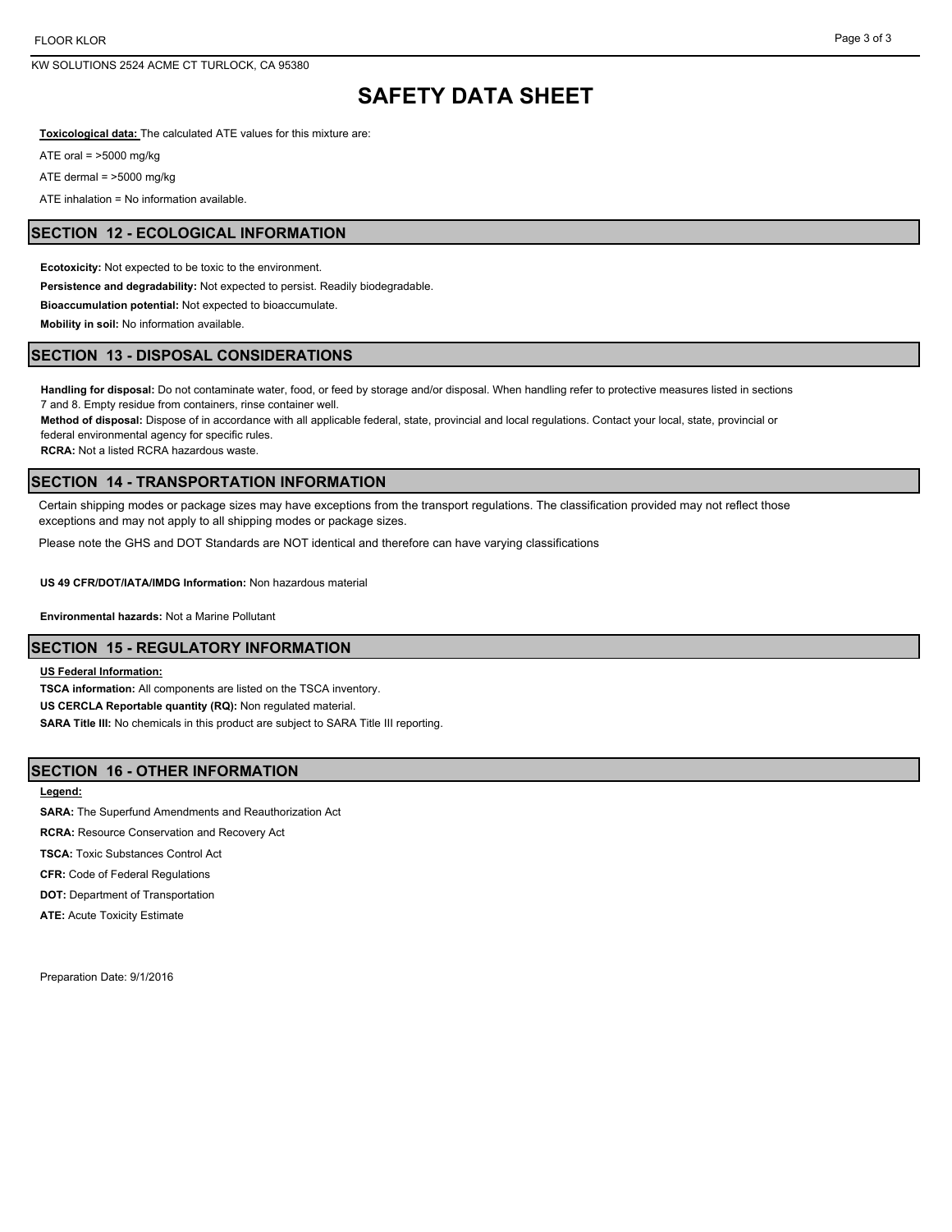# SAFETY DATA SHEET

**Toxicological data:** The calculated ATE values for this mixture are:

ATE oral = >5000 mg/kg

ATE dermal = >5000 mg/kg

ATE inhalation = No information available.

## SECTION 12 - ECOLOGICAL INFORMATION

**Ecotoxicity:** Not expected to be toxic to the environment.

**Persistence and degradability:** Not expected to persist. Readily biodegradable.

**Bioaccumulation potential:** Not expected to bioaccumulate.

**Mobility in soil:** No information available.

## SECTION 13 - DISPOSAL CONSIDERATIONS

**Handling for disposal:** Do not contaminate water, food, or feed by storage and/or disposal. When handling refer to protective measures listed in sections 7 and 8. Empty residue from containers, rinse container well.

**Method of disposal:** Dispose of in accordance with all applicable federal, state, provincial and local regulations. Contact your local, state, provincial or federal environmental agency for specific rules.

**RCRA:** Not a listed RCRA hazardous waste.

## SECTION 14 - TRANSPORTATION INFORMATION

Certain shipping modes or package sizes may have exceptions from the transport regulations. The classification provided may not reflect those exceptions and may not apply to all shipping modes or package sizes.

Please note the GHS and DOT Standards are NOT identical and therefore can have varying classifications

**US 49 CFR/DOT/IATA/IMDG Information:** Non hazardous material

**Environmental hazards:** Not a Marine Pollutant

## SECTION 15 - REGULATORY INFORMATION

**US Federal Information:**

**TSCA information:** All components are listed on the TSCA inventory.

**US CERCLA Reportable quantity (RQ):** Non regulated material.

**SARA Title III:** No chemicals in this product are subject to SARA Title III reporting.

## SECTION 16 - OTHER INFORMATION

**Legend:**

**SARA:** The Superfund Amendments and Reauthorization Act

**RCRA:** Resource Conservation and Recovery Act

**TSCA:** Toxic Substances Control Act

**CFR:** Code of Federal Regulations

**DOT:** Department of Transportation

**ATE:** Acute Toxicity Estimate

Preparation Date: 9/1/2016